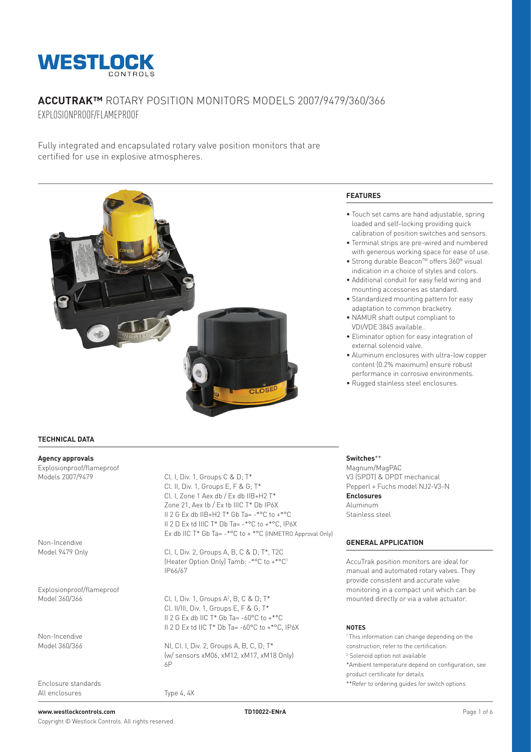# ACCUTRAK™ ROTARY POSITION MONITORS MODELS 2007/9479/360/366

EXPLOSIONPROOF/FLAMEPROOF

Fully integrated and encapsulated rotary valve position monitors that are certified for use in explosive atmospheres.

## FEATURES

- Touch set cams are hand adjustable, spring loaded and self-locking providing quick calibration of position switches and sensors.
- Terminal strips are pre-wired and numbered with generous working space for ease of use.
- Strong durable Beacon™ offers 360° visual indication in a choice of styles and colors.
- Additional conduit for easy field wiring and mounting accessories as standard.
- Standardized mounting pattern for easy adaptation to common bracketry.
- NAMUR shaft output compliant to VDI/VDE 3845 available..
- Eliminator option for easy integration of external solenoid valve.
- Aluminum enclosures with ultra-low copper content (0.2% maximum) ensure robust performance in corrosive environments.
- Rugged stainless steel enclosures.

## TECHNICAL DATA

**Agency approvals**

| | |
|---|---|
| Explosionproof/flameproof | |
| Models 2007/9479 | Cl. I, Div. 1, Groups C & D; T* |
| | Cl. II, Div. 1, Groups E, F & G; T* |
| | Cl. I, Zone 1 Aex db / Ex db IIB+H2 T* |
| | Zone 21, Aex tb / Ex tb IIIC T* Db IP6X |
| | II 2 G Ex db IIB+H2 T* Gb Ta= -*°C to +*°C |
| | II 2 D Ex td IIIC T* Db Ta= -*°C to +*°C, IP6X |
| | Ex db IIC T* Gb Ta= -*°C to + *°C (INMETRO Approval Only) |
| Non-Incendive | |
| Model 9479 Only | Cl. I, Div. 2, Groups A, B, C & D; T*, T2C |
| | (Heater Option Only) Tamb: -*°C to +*°C[1] |
| | IP66/67 |
| Explosionproof/flameproof | |
| Model 360/366 | Cl. I, Div. 1, Groups A[2], B, C & D; T* |
| | Cl. II/III, Div. 1, Groups E, F & G; T* |
| | II 2 G Ex db IIC T* Gb Ta= -60°C to +*°C |
| | II 2 D Ex td IIC T* Db Ta= -60°C to +*°C, IP6X |
| Non-Incendive | |
| Model 360/366 | NI, Cl. I, Div. 2, Groups A, B, C, D; T* |
| | (w/ sensors xM06, xM12, xM17, xM18 Only) |
| | 6P |
| Enclosure standards | |
| All enclosures | Type 4, 4X |

**Switches****

Magnum/MagPAC
V3 (SPDT) & DPDT mechanical
Pepperl + Fuchs model NJ2-V3-N

**Enclosures**

Aluminum
Stainless steel

## GENERAL APPLICATION

AccuTrak position monitors are ideal for manual and automated rotary valves. They provide consistent and accurate valve monitoring in a compact unit which can be mounted directly or via a valve actuator.

## NOTES

[1] This information can change depending on the construction, refer to the certification.
[2] Solenoid option not available
*Ambient temperature depend on configuration, see product certificate for details
**Refer to ordering guides for switch options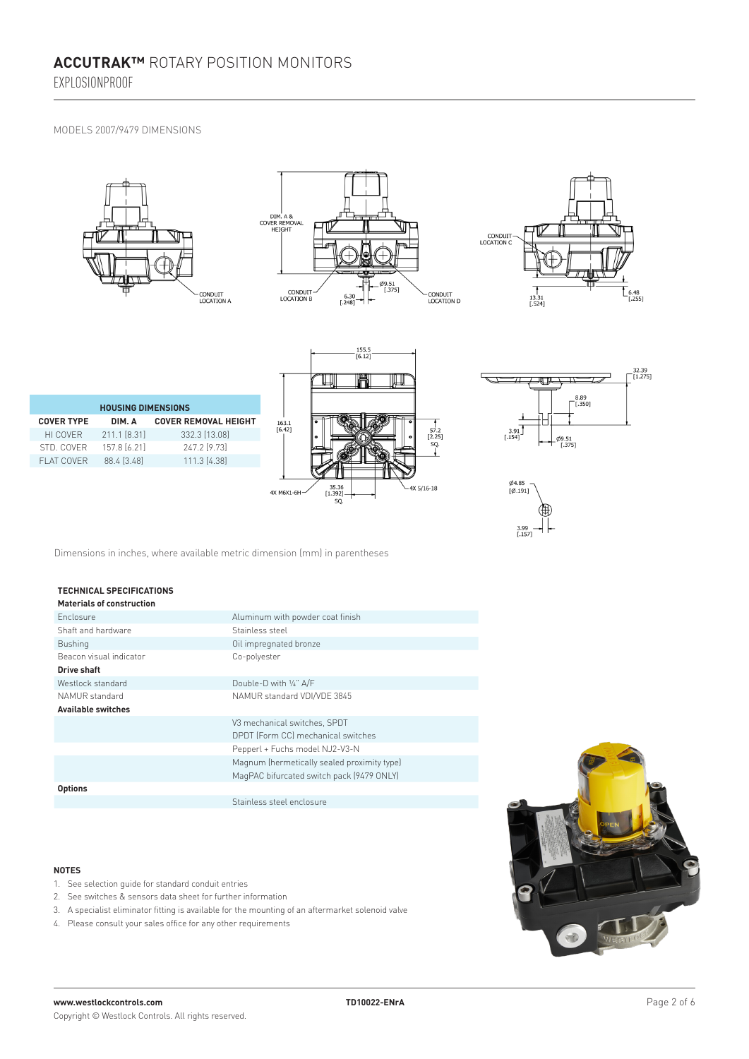# ACCUTRAK™ ROTARY POSITION MONITORS

EXPLOSIONPROOF

MODELS 2007/9479 DIMENSIONS

| HOUSING DIMENSIONS | | |
|---|---|---|
| COVER TYPE | DIM. A | COVER REMOVAL HEIGHT |
| HI COVER | 211.1 [8.31] | 332.3 [13.08] |
| STD. COVER | 157.8 [6.21] | 247.2 [9.73] |
| FLAT COVER | 88.4 [3.48] | 111.3 [4.38] |

Dimensions in inches, where available metric dimension (mm) in parentheses

## TECHNICAL SPECIFICATIONS

| Materials of construction | |
|---|---|
| Enclosure | Aluminum with powder coat finish |
| Shaft and hardware | Stainless steel |
| Bushing | Oil impregnated bronze |
| Beacon visual indicator | Co-polyester |
| **Drive shaft** | |
| Westlock standard | Double-D with ¼" A/F |
| NAMUR standard | NAMUR standard VDI/VDE 3845 |
| **Available switches** | |
| | V3 mechanical switches, SPDT |
| | DPDT (Form CC) mechanical switches |
| | Pepperl + Fuchs model NJ2-V3-N |
| | Magnum (hermetically sealed proximity type) |
| | MagPAC bifurcated switch pack (9479 ONLY) |
| **Options** | |
| | Stainless steel enclosure |

### NOTES

1. See selection guide for standard conduit entries
2. See switches & sensors data sheet for further information
3. A specialist eliminator fitting is available for the mounting of an aftermarket solenoid valve
4. Please consult your sales office for any other requirements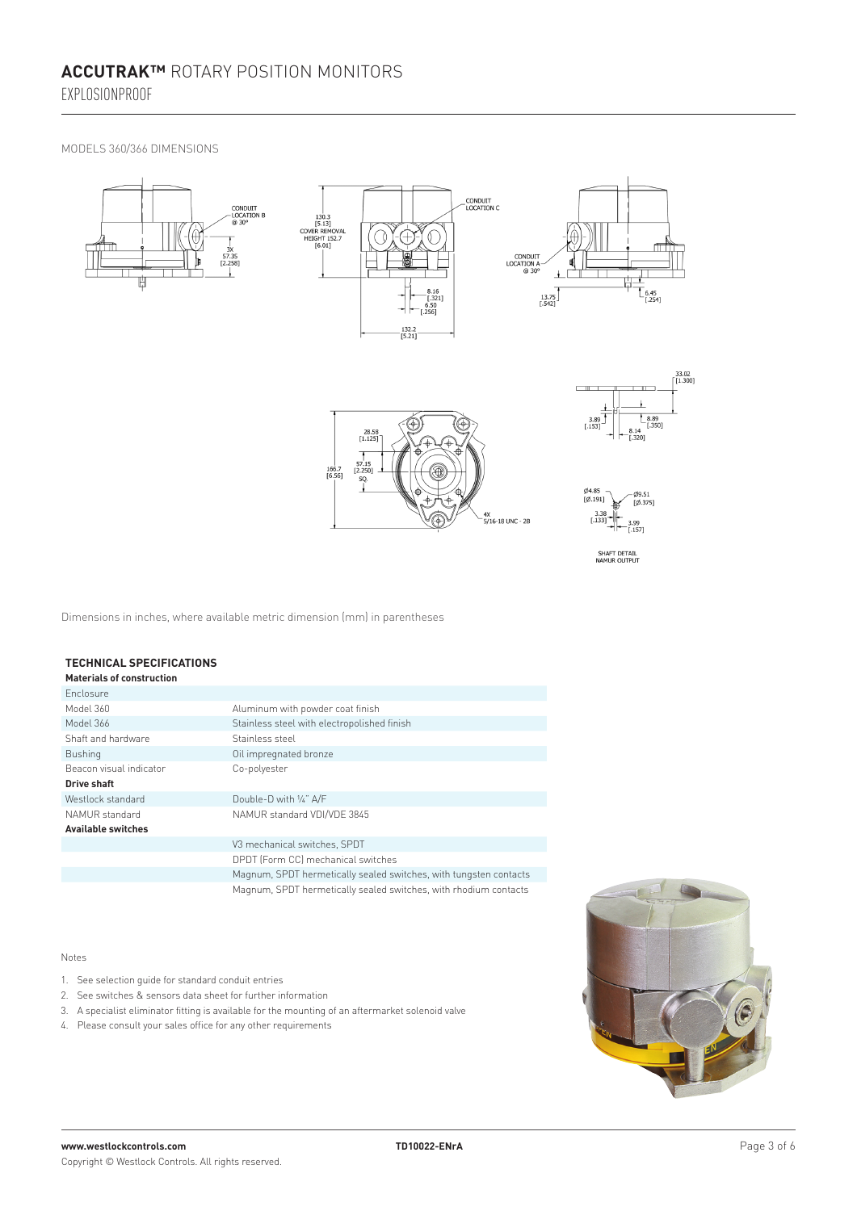MODELS 360/366 DIMENSIONS

Dimensions in inches, where available metric dimension (mm) in parentheses

## TECHNICAL SPECIFICATIONS

| **Materials of construction** | |
|---|---|
| Enclosure | |
| Model 360 | Aluminum with powder coat finish |
| Model 366 | Stainless steel with electropolished finish |
| Shaft and hardware | Stainless steel |
| Bushing | Oil impregnated bronze |
| Beacon visual indicator | Co-polyester |
| **Drive shaft** | |
| Westlock standard | Double-D with ¼" A/F |
| NAMUR standard | NAMUR standard VDI/VDE 3845 |
| **Available switches** | |
| | V3 mechanical switches, SPDT |
| | DPDT (Form CC) mechanical switches |
| | Magnum, SPDT hermetically sealed switches, with tungsten contacts |
| | Magnum, SPDT hermetically sealed switches, with rhodium contacts |

Notes

1. See selection guide for standard conduit entries
2. See switches & sensors data sheet for further information
3. A specialist eliminator fitting is available for the mounting of an aftermarket solenoid valve
4. Please consult your sales office for any other requirements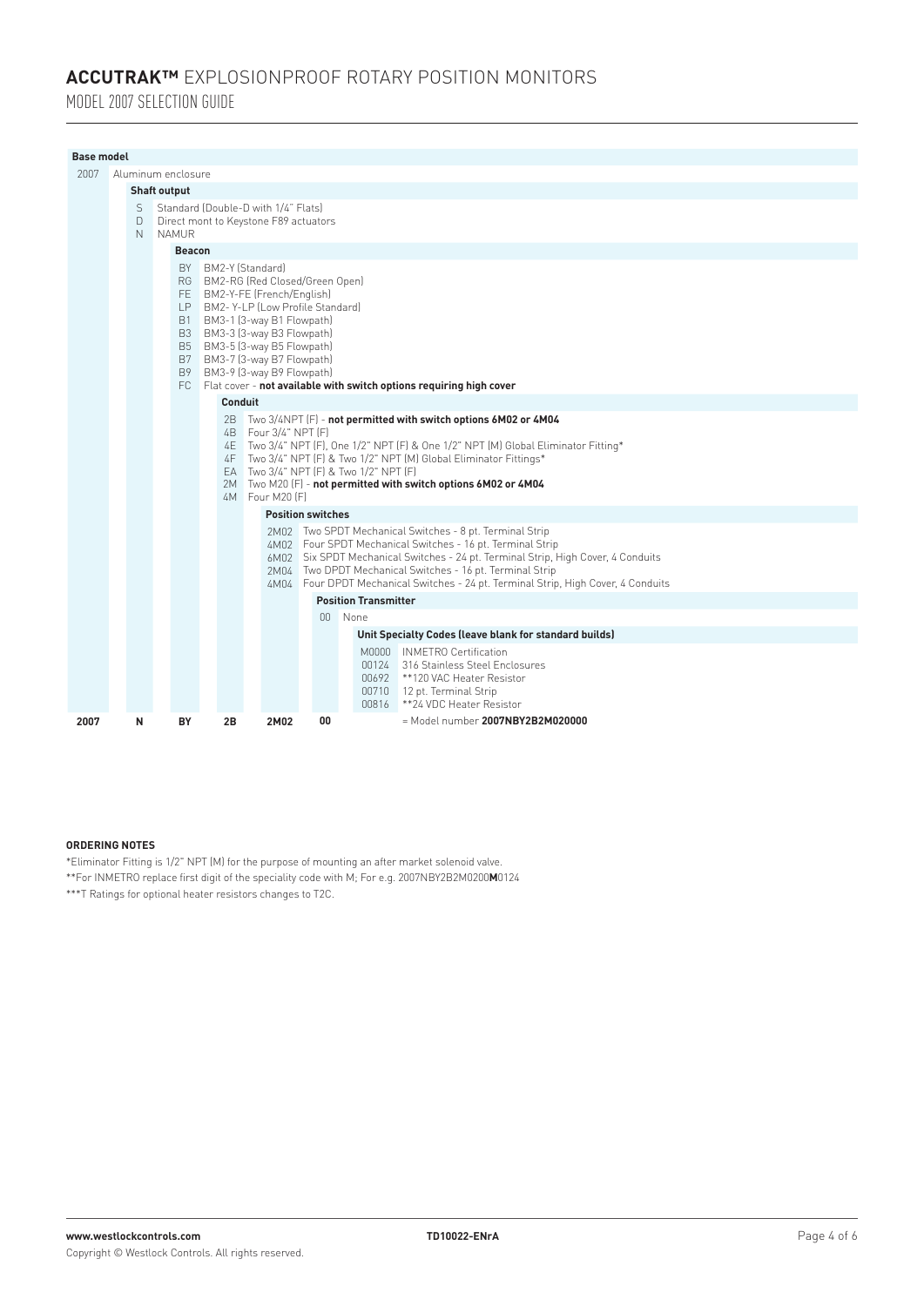# ACCUTRAK™ EXPLOSIONPROOF ROTARY POSITION MONITORS

## MODEL 2007 SELECTION GUIDE

**Base model**

| Code | Description |
|---|---|
| 2007 | Aluminum enclosure |

**Shaft output**

| Code | Description |
|---|---|
| S | Standard (Double-D with 1/4" Flats) |
| D | Direct mont to Keystone F89 actuators |
| N | NAMUR |

**Beacon**

| Code | Description |
|---|---|
| BY | BM2-Y (Standard) |
| RG | BM2-RG (Red Closed/Green Open) |
| FE | BM2-Y-FE (French/English) |
| LP | BM2- Y-LP (Low Profile Standard) |
| B1 | BM3-1 (3-way B1 Flowpath) |
| B3 | BM3-3 (3-way B3 Flowpath) |
| B5 | BM3-5 (3-way B5 Flowpath) |
| B7 | BM3-7 (3-way B7 Flowpath) |
| B9 | BM3-9 (3-way B9 Flowpath) |
| FC | Flat cover - **not available with switch options requiring high cover** |

**Conduit**

| Code | Description |
|---|---|
| 2B | Two 3/4NPT (F) - **not permitted with switch options 6M02 or 4M04** |
| 4B | Four 3/4" NPT (F) |
| 4E | Two 3/4" NPT (F), One 1/2" NPT (F) & One 1/2" NPT (M) Global Eliminator Fitting* |
| 4F | Two 3/4" NPT (F) & Two 1/2" NPT (M) Global Eliminator Fittings* |
| EA | Two 3/4" NPT (F) & Two 1/2" NPT (F) |
| 2M | Two M20 (F) - **not permitted with switch options 6M02 or 4M04** |
| 4M | Four M20 (F) |

**Position switches**

| Code | Description |
|---|---|
| 2M02 | Two SPDT Mechanical Switches - 8 pt. Terminal Strip |
| 4M02 | Four SPDT Mechanical Switches - 16 pt. Terminal Strip |
| 6M02 | Six SPDT Mechanical Switches - 24 pt. Terminal Strip, High Cover, 4 Conduits |
| 2M04 | Two DPDT Mechanical Switches - 16 pt. Terminal Strip |
| 4M04 | Four DPDT Mechanical Switches - 24 pt. Terminal Strip, High Cover, 4 Conduits |

**Position Transmitter**

| Code | Description |
|---|---|
| 00 | None |

**Unit Specialty Codes (leave blank for standard builds)**

| Code | Description |
|---|---|
| M0000 | INMETRO Certification |
| 00124 | 316 Stainless Steel Enclosures |
| 00692 | **120 VAC Heater Resistor |
| 00710 | 12 pt. Terminal Strip |
| 00816 | **24 VDC Heater Resistor |

| Base model | Shaft output | Beacon | Conduit | Position switches | Position Transmitter | Unit Specialty Codes |
|---|---|---|---|---|---|---|
| **2007** | **N** | **BY** | **2B** | **2M02** | **00** | = Model number **2007NBY2B2M020000** |

**ORDERING NOTES**

*Eliminator Fitting is 1/2" NPT (M) for the purpose of mounting an after market solenoid valve.

**For INMETRO replace first digit of the speciality code with M; For e.g. 2007NBY2B2M0200**M**0124

***T Ratings for optional heater resistors changes to T2C.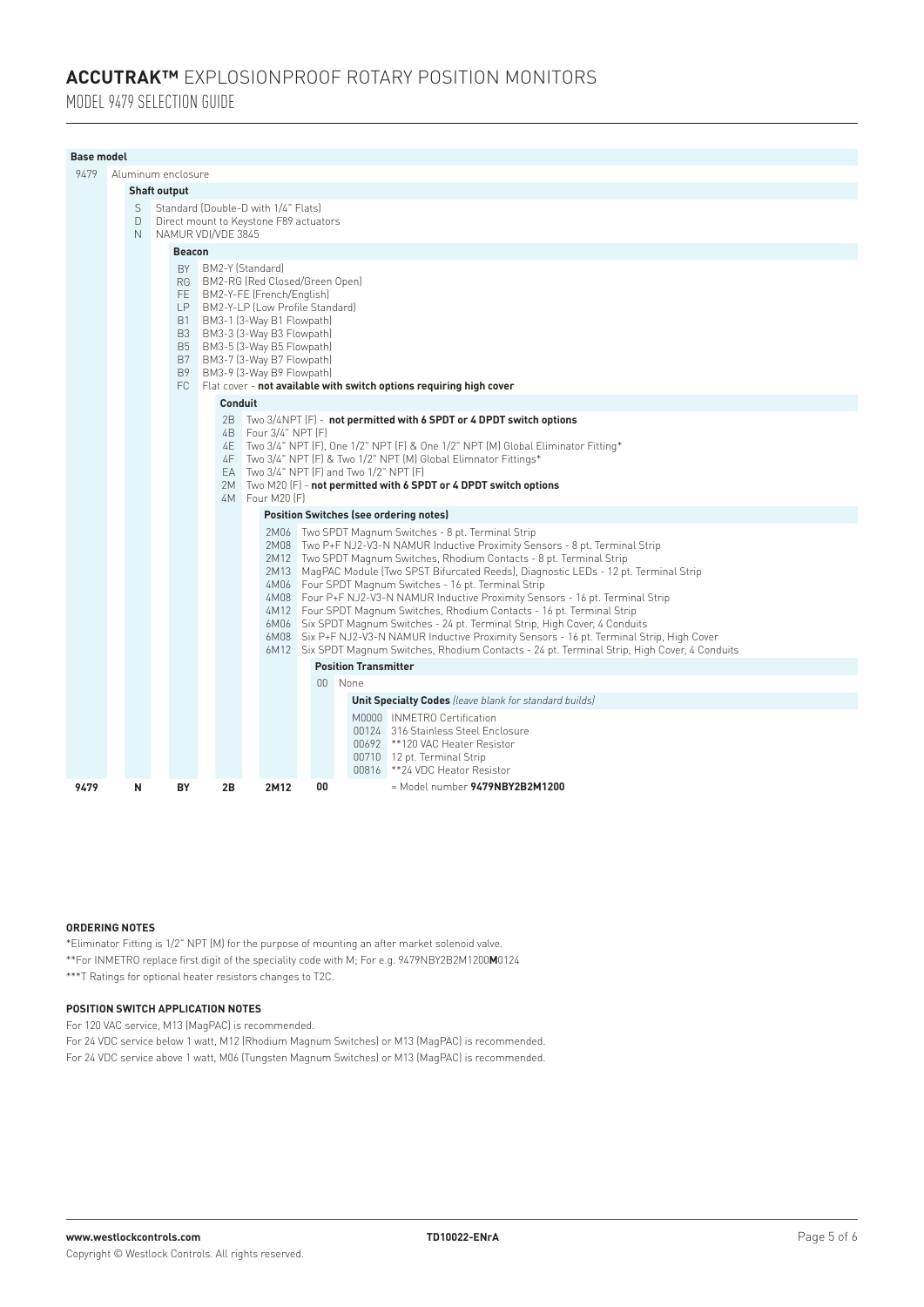# ACCUTRAK™ EXPLOSIONPROOF ROTARY POSITION MONITORS

## MODEL 9479 SELECTION GUIDE

**Base model**

| Code | Description |
|---|---|
| 9479 | Aluminum enclosure |

**Shaft output**

| Code | Description |
|---|---|
| S | Standard (Double-D with 1/4" Flats) |
| D | Direct mount to Keystone F89 actuators |
| N | NAMUR VDI/VDE 3845 |

**Beacon**

| Code | Description |
|---|---|
| BY | BM2-Y (Standard) |
| RG | BM2-RG (Red Closed/Green Open) |
| FE | BM2-Y-FE (French/English) |
| LP | BM2-Y-LP (Low Profile Standard) |
| B1 | BM3-1 (3-Way B1 Flowpath) |
| B3 | BM3-3 (3-Way B3 Flowpath) |
| B5 | BM3-5 (3-Way B5 Flowpath) |
| B7 | BM3-7 (3-Way B7 Flowpath) |
| B9 | BM3-9 (3-Way B9 Flowpath) |
| FC | Flat cover - **not available with switch options requiring high cover** |

**Conduit**

| Code | Description |
|---|---|
| 2B | Two 3/4NPT (F) - **not permitted with 6 SPDT or 4 DPDT switch options** |
| 4B | Four 3/4" NPT (F) |
| 4E | Two 3/4" NPT (F), One 1/2" NPT (F) & One 1/2" NPT (M) Global Eliminator Fitting* |
| 4F | Two 3/4" NPT (F) & Two 1/2" NPT (M) Global Elimnator Fittings* |
| EA | Two 3/4" NPT (F) and Two 1/2" NPT (F) |
| 2M | Two M20 (F) - **not permitted with 6 SPDT or 4 DPDT switch options** |
| 4M | Four M20 (F) |

**Position Switches (see ordering notes)**

| Code | Description |
|---|---|
| 2M06 | Two SPDT Magnum Switches - 8 pt. Terminal Strip |
| 2M08 | Two P+F NJ2-V3-N NAMUR Inductive Proximity Sensors - 8 pt. Terminal Strip |
| 2M12 | Two SPDT Magnum Switches, Rhodium Contacts - 8 pt. Terminal Strip |
| 2M13 | MagPAC Module (Two SPST Bifurcated Reeds), Diagnostic LEDs - 12 pt. Terminal Strip |
| 4M06 | Four SPDT Magnum Switches - 16 pt. Terminal Strip |
| 4M08 | Four P+F NJ2-V3-N NAMUR Inductive Proximity Sensors - 16 pt. Terminal Strip |
| 4M12 | Four SPDT Magnum Switches, Rhodium Contacts - 16 pt. Terminal Strip |
| 6M06 | Six SPDT Magnum Switches - 24 pt. Terminal Strip, High Cover, 4 Conduits |
| 6M08 | Six P+F NJ2-V3-N NAMUR Inductive Proximity Sensors - 16 pt. Terminal Strip, High Cover |
| 6M12 | Six SPDT Magnum Switches, Rhodium Contacts - 24 pt. Terminal Strip, High Cover, 4 Conduits |

**Position Transmitter**

| Code | Description |
|---|---|
| 00 | None |

**Unit Specialty Codes** *(leave blank for standard builds)*

| Code | Description |
|---|---|
| M0000 | INMETRO Certification |
| 00124 | 316 Stainless Steel Enclosure |
| 00692 | **120 VAC Heater Resistor |
| 00710 | 12 pt. Terminal Strip |
| 00816 | **24 VDC Heator Resistor |

| Base model | Shaft output | Beacon | Conduit | Position Switches | Position Transmitter | Unit Specialty Codes |
|---|---|---|---|---|---|---|
| **9479** | **N** | **BY** | **2B** | **2M12** | **00** | = Model number **9479NBY2B2M1200** |

**ORDERING NOTES**

*Eliminator Fitting is 1/2" NPT (M) for the purpose of mounting an after market solenoid valve.

**For INMETRO replace first digit of the speciality code with M; For e.g. 9479NBY2B2M1200**M**0124

***T Ratings for optional heater resistors changes to T2C.

**POSITION SWITCH APPLICATION NOTES**

For 120 VAC service, M13 (MagPAC) is recommended.

For 24 VDC service below 1 watt, M12 (Rhodium Magnum Switches) or M13 (MagPAC) is recommended.

For 24 VDC service above 1 watt, M06 (Tungsten Magnum Switches) or M13 (MagPAC) is recommended.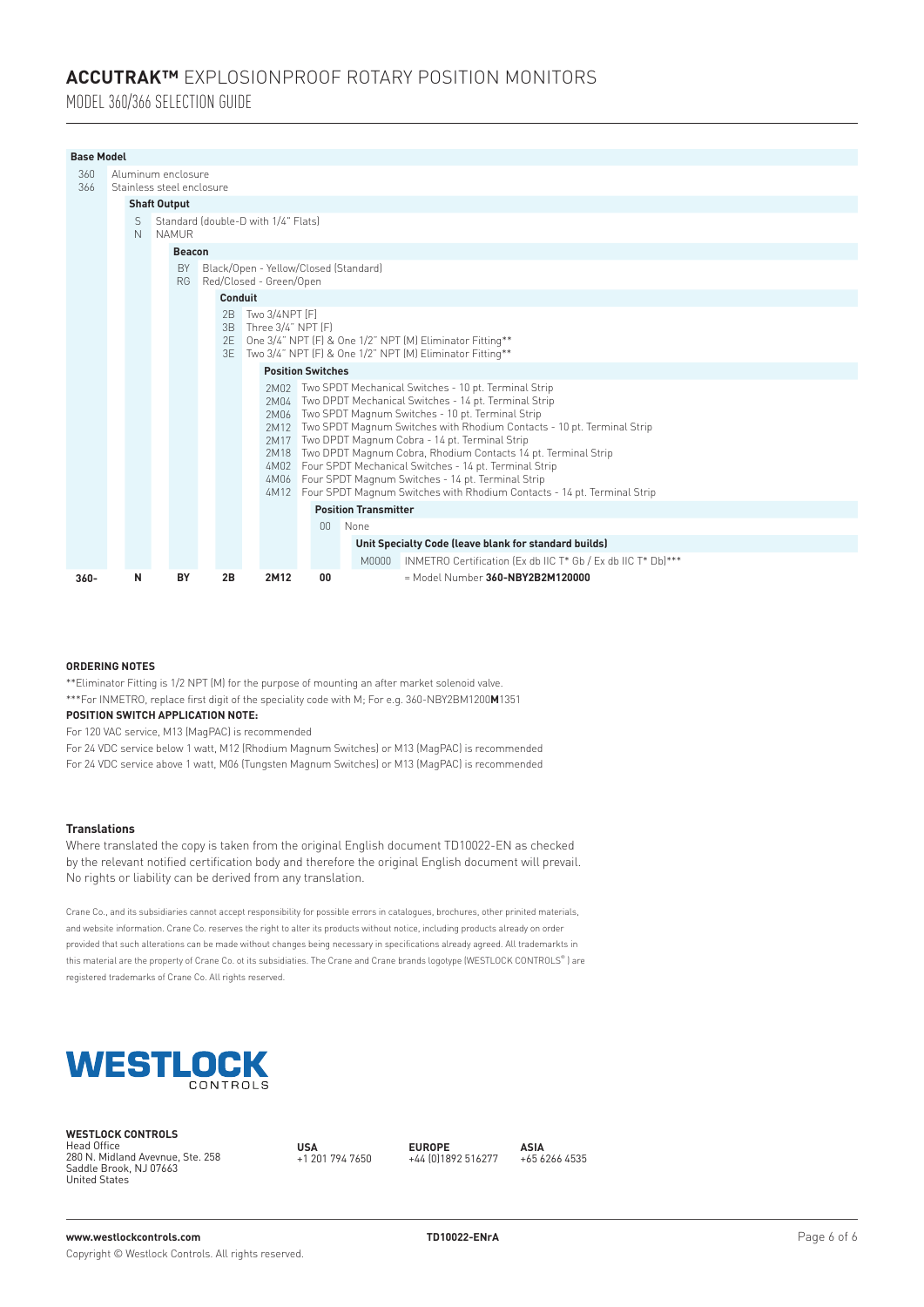# ACCUTRAK™ EXPLOSIONPROOF ROTARY POSITION MONITORS

## MODEL 360/366 SELECTION GUIDE

**Base Model**

| Code | Description |
|---|---|
| 360 | Aluminum enclosure |
| 366 | Stainless steel enclosure |

**Shaft Output**

| Code | Description |
|---|---|
| S | Standard (double-D with 1/4" Flats) |
| N | NAMUR |

**Beacon**

| Code | Description |
|---|---|
| BY | Black/Open - Yellow/Closed (Standard) |
| RG | Red/Closed - Green/Open |

**Conduit**

| Code | Description |
|---|---|
| 2B | Two 3/4NPT (F) |
| 3B | Three 3/4" NPT (F) |
| 2E | One 3/4" NPT (F) & One 1/2" NPT (M) Eliminator Fitting** |
| 3E | Two 3/4" NPT (F) & One 1/2" NPT (M) Eliminator Fitting** |

**Position Switches**

| Code | Description |
|---|---|
| 2M02 | Two SPDT Mechanical Switches - 10 pt. Terminal Strip |
| 2M04 | Two DPDT Mechanical Switches - 14 pt. Terminal Strip |
| 2M06 | Two SPDT Magnum Switches - 10 pt. Terminal Strip |
| 2M12 | Two SPDT Magnum Switches with Rhodium Contacts - 10 pt. Terminal Strip |
| 2M17 | Two DPDT Magnum Cobra - 14 pt. Terminal Strip |
| 2M18 | Two DPDT Magnum Cobra, Rhodium Contacts 14 pt. Terminal Strip |
| 4M02 | Four SPDT Mechanical Switches - 14 pt. Terminal Strip |
| 4M06 | Four SPDT Magnum Switches - 14 pt. Terminal Strip |
| 4M12 | Four SPDT Magnum Switches with Rhodium Contacts - 14 pt. Terminal Strip |

**Position Transmitter**

| Code | Description |
|---|---|
| 00 | None |

**Unit Specialty Code (leave blank for standard builds)**

| Code | Description |
|---|---|
| M0000 | INMETRO Certification (Ex db IIC T* Gb / Ex db IIC T* Db)*** |

**Example:** 360- | N | BY | 2B | 2M12 | 00 = Model Number **360-NBY2B2M120000**

**ORDERING NOTES**

**Eliminator Fitting is 1/2 NPT (M) for the purpose of mounting an after market solenoid valve.

***For INMETRO, replace first digit of the speciality code with M; For e.g. 360-NBY2BM1200**M**1351

**POSITION SWITCH APPLICATION NOTE:**

For 120 VAC service, M13 (MagPAC) is recommended

For 24 VDC service below 1 watt, M12 (Rhodium Magnum Switches) or M13 (MagPAC) is recommended

For 24 VDC service above 1 watt, M06 (Tungsten Magnum Switches) or M13 (MagPAC) is recommended

### Translations

Where translated the copy is taken from the original English document TD10022-EN as checked by the relevant notified certification body and therefore the original English document will prevail. No rights or liability can be derived from any translation.

Crane Co., and its subsidiaries cannot accept responsibility for possible errors in catalogues, brochures, other prinited materials, and website information. Crane Co. reserves the right to alter its products without notice, including products already on order provided that such alterations can be made without changes being necessary in specifications already agreed. All trademarkts in this material are the property of Crane Co. ot its subsidiaties. The Crane and Crane brands logotype (WESTLOCK CONTROLS®) are registered trademarks of Crane Co. All rights reserved.

WESTLOCK CONTROLS

**WESTLOCK CONTROLS**
Head Office
280 N. Midland Avevnue, Ste. 258
Saddle Brook, NJ 07663
United States

**USA**
+1 201 794 7650

**EUROPE**
+44 (0)1892 516277

**ASIA**
+65 6266 4535

**www.westlockcontrols.com**

**TD10022-ENrA**

Copyright © Westlock Controls. All rights reserved.